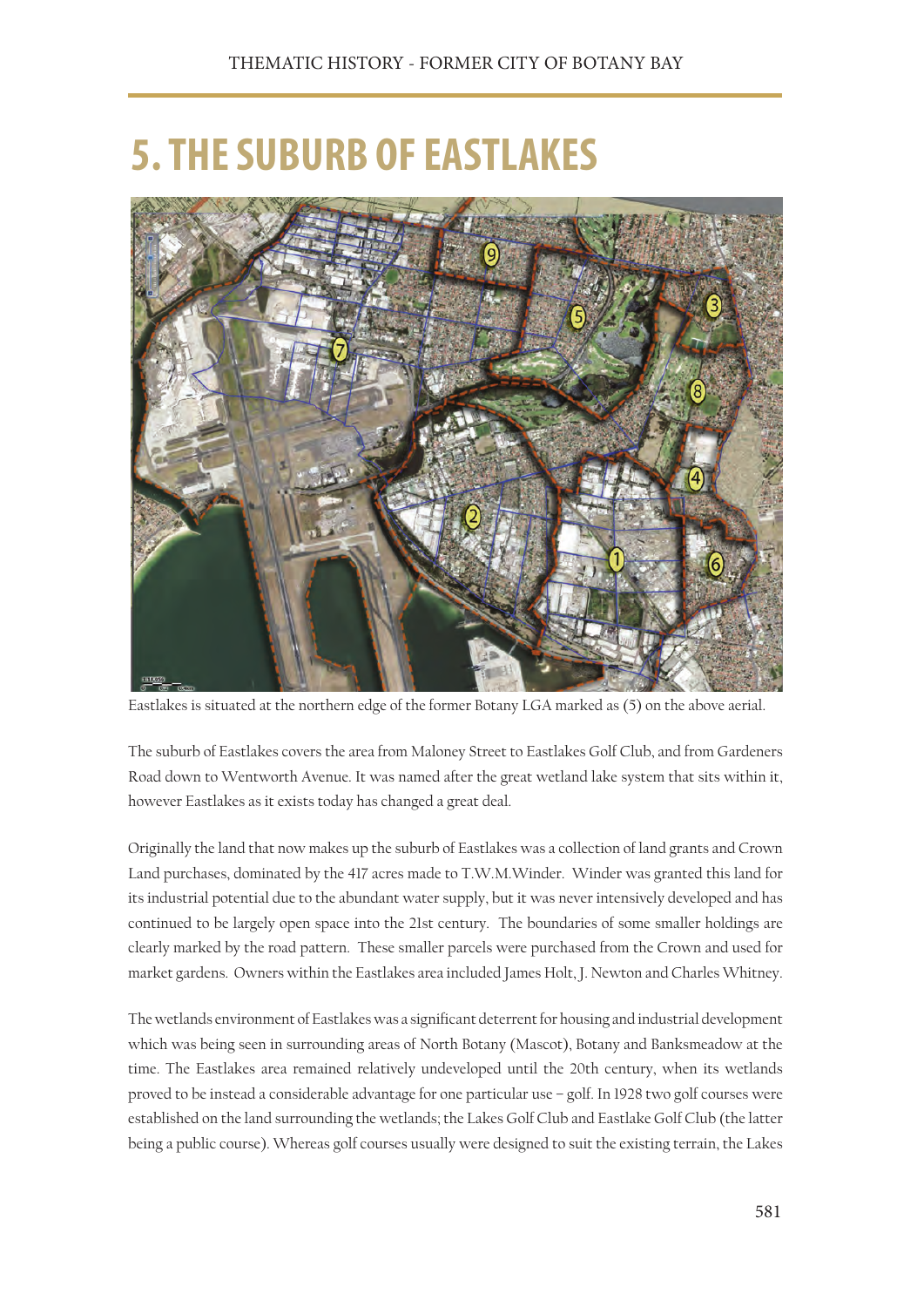# 5. THE SUBURB OF EASTLAKES

Eastlakes is situated at the northern edge of the former Botany LGA marked as (5) on the above aerial.

The suburb of Eastlakes covers the area from Maloney Street to Eastlakes Golf Club, and from Gardeners Road down to Wentworth Avenue. It was named after the great wetland lake system that sits within it, however Eastlakes as it exists today has changed a great deal.

Originally the land that now makes up the suburb of Eastlakes was a collection of land grants and Crown Land purchases, dominated by the 417 acres made to T.W.M.Winder. Winder was granted this land for its industrial potential due to the abundant water supply, but it was never intensively developed and has continued to be largely open space into the 21st century. The boundaries of some smaller holdings are clearly marked by the road pattern. These smaller parcels were purchased from the Crown and used for market gardens. Owners within the Eastlakes area included James Holt, J. Newton and Charles Whitney.

The wetlands environment of Eastlakes was a significant deterrent for housing and industrial development which was being seen in surrounding areas of North Botany (Mascot), Botany and Banksmeadow at the time. The Eastlakes area remained relatively undeveloped until the 20th century, when its wetlands proved to be instead a considerable advantage for one particular use – golf. In 1928 two golf courses were established on the land surrounding the wetlands; the Lakes Golf Club and Eastlake Golf Club (the latter being a public course). Whereas golf courses usually were designed to suit the existing terrain, the Lakes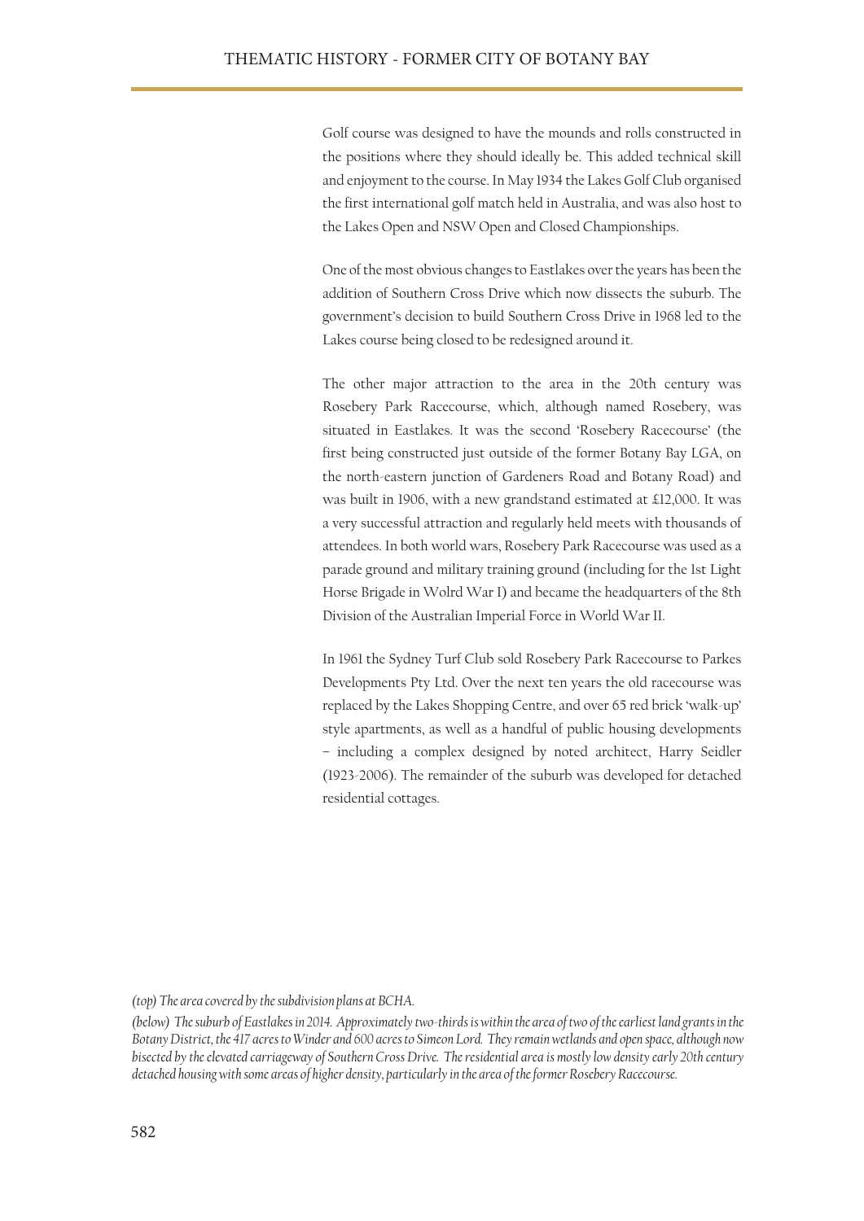Golf course was designed to have the mounds and rolls constructed in the positions where they should ideally be. This added technical skill and enjoyment to the course. In May 1934 the Lakes Golf Club organised the first international golf match held in Australia, and was also host to the Lakes Open and NSW Open and Closed Championships.

One of the most obvious changes to Eastlakes over the years has been the addition of Southern Cross Drive which now dissects the suburb. The government's decision to build Southern Cross Drive in 1968 led to the Lakes course being closed to be redesigned around it.

The other major attraction to the area in the 20th century was Rosebery Park Racecourse, which, although named Rosebery, was situated in Eastlakes. It was the second 'Rosebery Racecourse' (the first being constructed just outside of the former Botany Bay LGA, on the north-eastern junction of Gardeners Road and Botany Road) and was built in 1906, with a new grandstand estimated at £12,000. It was a very successful attraction and regularly held meets with thousands of attendees. In both world wars, Rosebery Park Racecourse was used as a parade ground and military training ground (including for the 1st Light Horse Brigade in Wolrd War I) and became the headquarters of the 8th Division of the Australian Imperial Force in World War II.

In 1961 the Sydney Turf Club sold Rosebery Park Racecourse to Parkes Developments Pty Ltd. Over the next ten years the old racecourse was replaced by the Lakes Shopping Centre, and over 65 red brick 'walk-up' style apartments, as well as a handful of public housing developments – including a complex designed by noted architect, Harry Seidler (1923-2006). The remainder of the suburb was developed for detached residential cottages.

*(top) The area covered by the subdivision plans at BCHA.*

*(below) The suburb of Eastlakes in 2014. Approximately two-thirds is within the area of two of the earliest land grants in the Botany District, the 417 acres to Winder and 600 acres to Simeon Lord. They remain wetlands and open space, although now bisected by the elevated carriageway of Southern Cross Drive. The residential area is mostly low density early 20th century detached housing with some areas of higher density, particularly in the area of the former Rosebery Racecourse.*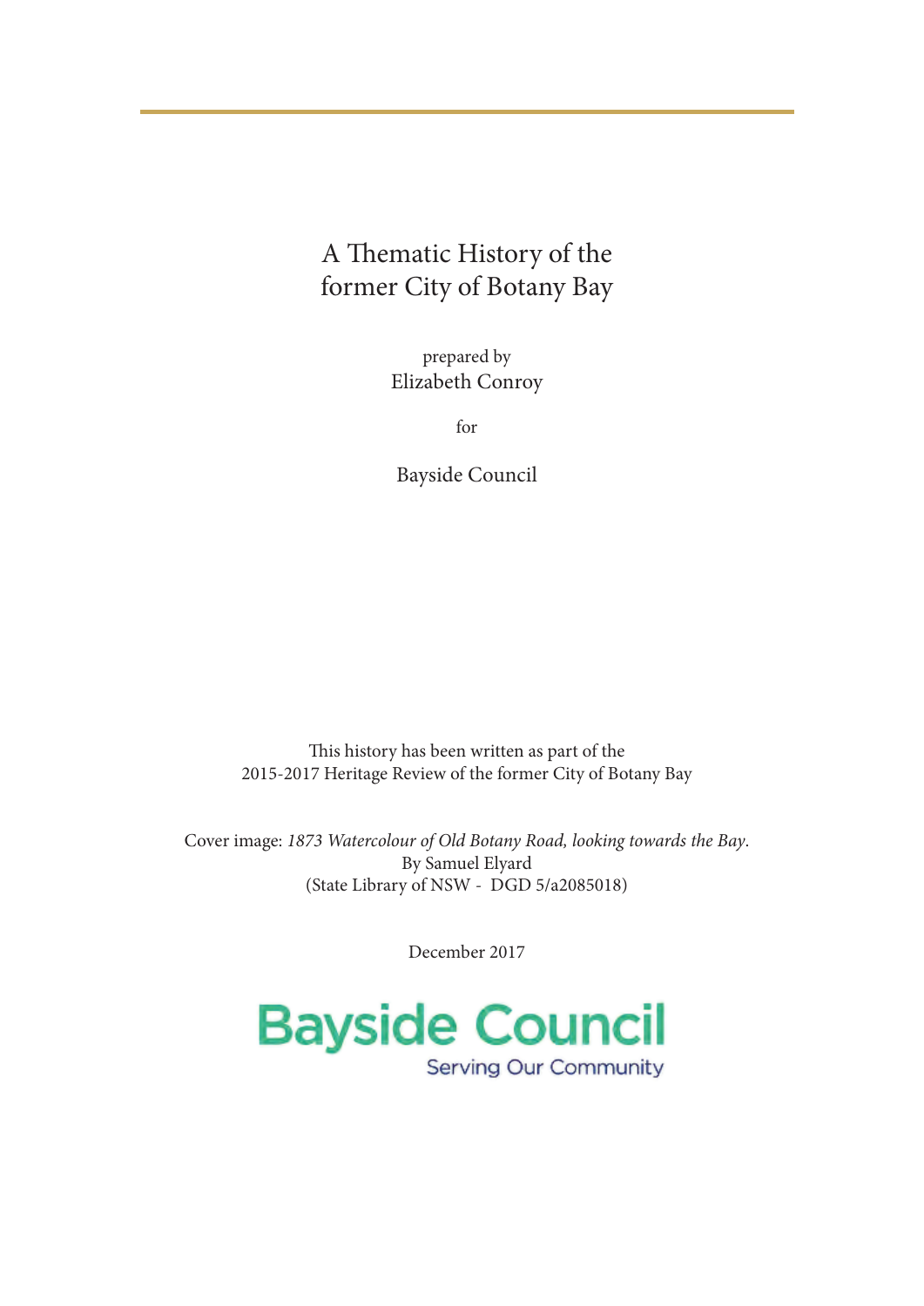# A Thematic History of the former City of Botany Bay

prepared by
Elizabeth Conroy

for

Bayside Council

This history has been written as part of the
2015-2017 Heritage Review of the former City of Botany Bay

Cover image: *1873 Watercolour of Old Botany Road, looking towards the Bay*.
By Samuel Elyard
(State Library of NSW - DGD 5/a2085018)

December 2017

Bayside Council
Serving Our Community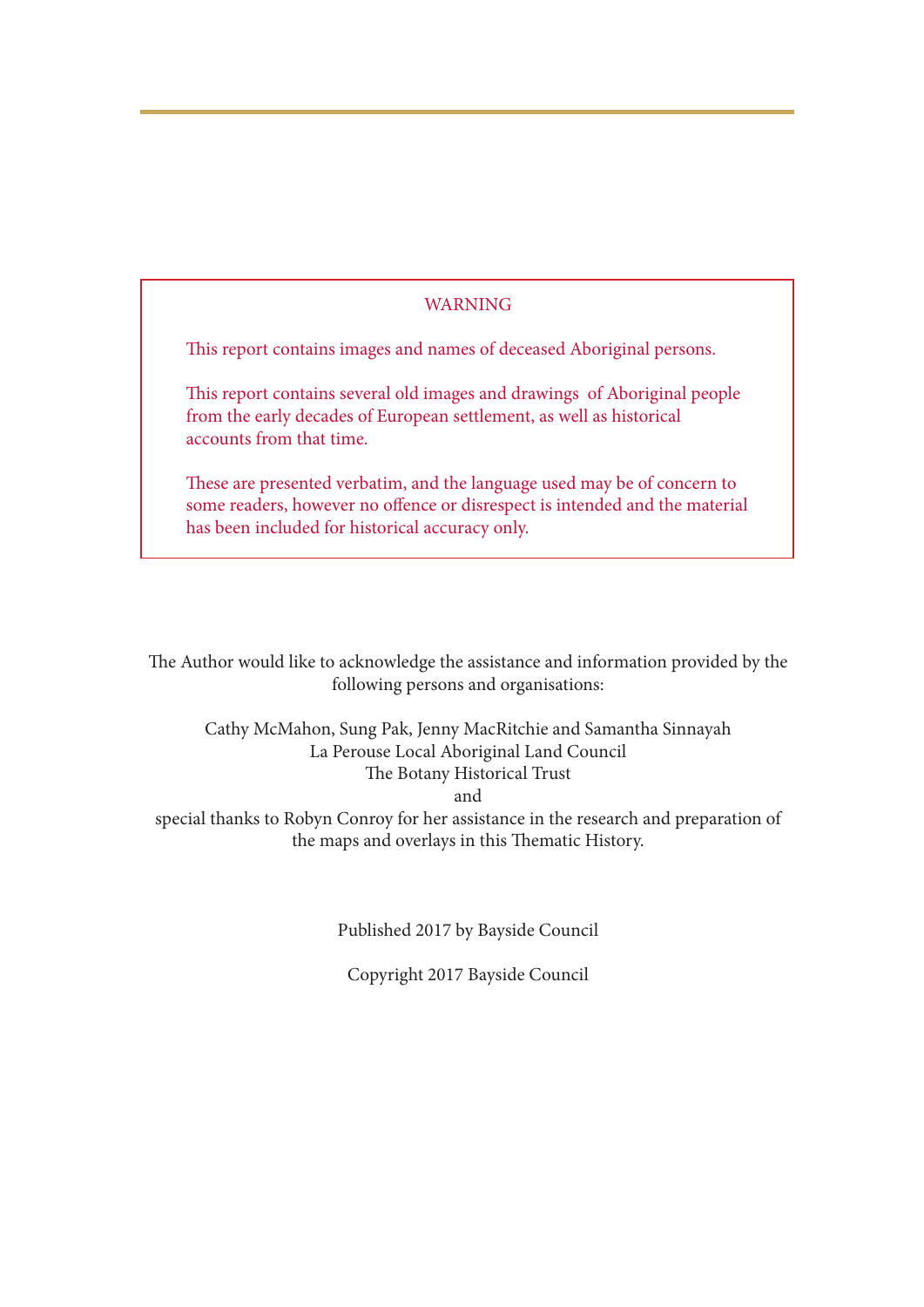WARNING

This report contains images and names of deceased Aboriginal persons.

This report contains several old images and drawings of Aboriginal people from the early decades of European settlement, as well as historical accounts from that time.

These are presented verbatim, and the language used may be of concern to some readers, however no offence or disrespect is intended and the material has been included for historical accuracy only.

The Author would like to acknowledge the assistance and information provided by the following persons and organisations:

Cathy McMahon, Sung Pak, Jenny MacRitchie and Samantha Sinnayah
La Perouse Local Aboriginal Land Council
The Botany Historical Trust
and
special thanks to Robyn Conroy for her assistance in the research and preparation of the maps and overlays in this Thematic History.

Published 2017 by Bayside Council

Copyright 2017 Bayside Council